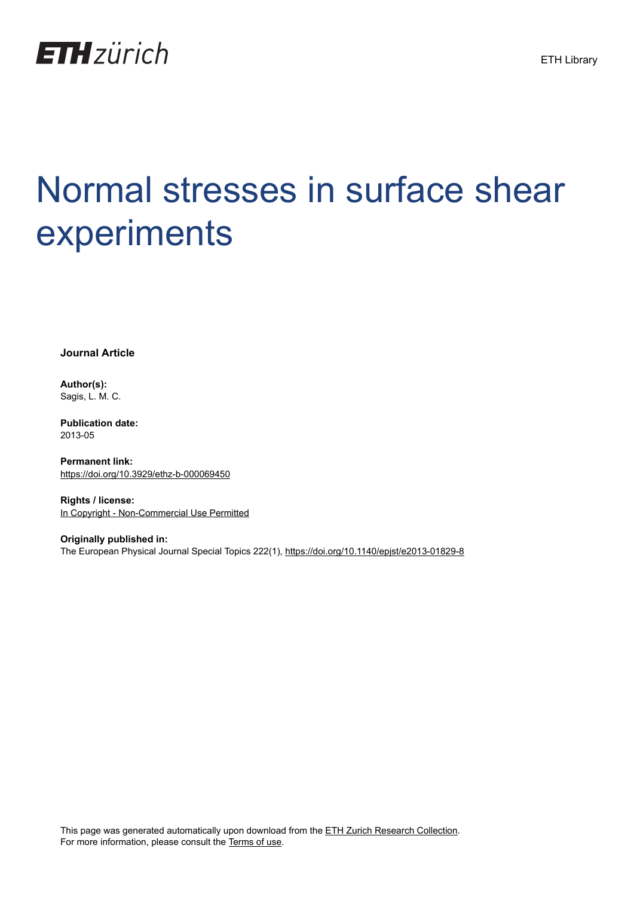ETH Library

# Normal stresses in surface shear experiments

**Journal Article**

**Author(s):**
Sagis, L. M. C.

**Publication date:**
2013-05

**Permanent link:**
https://doi.org/10.3929/ethz-b-000069450

**Rights / license:**
In Copyright - Non-Commercial Use Permitted

**Originally published in:**
The European Physical Journal Special Topics 222(1), https://doi.org/10.1140/epjst/e2013-01829-8

This page was generated automatically upon download from the ETH Zurich Research Collection.
For more information, please consult the Terms of use.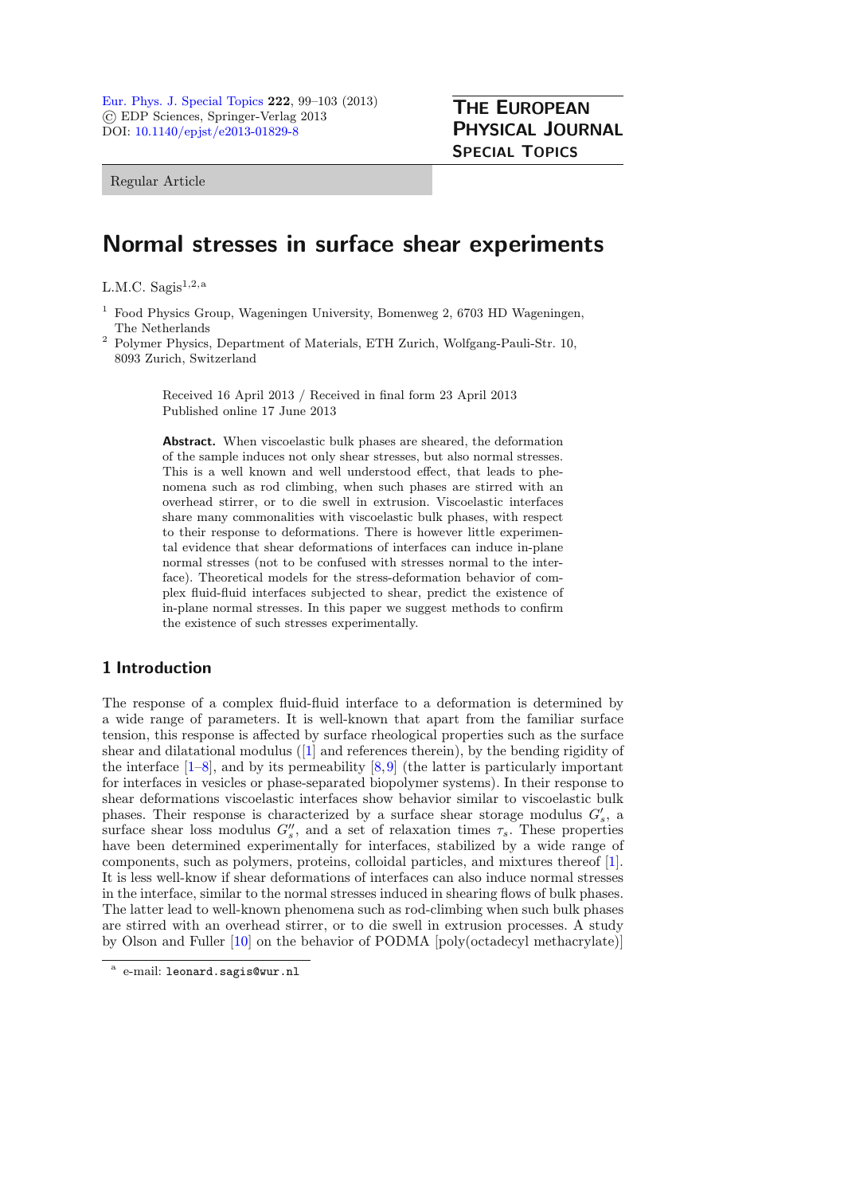Regular Article

# Normal stresses in surface shear experiments

L.M.C. Sagis[1,2,a]

[1] Food Physics Group, Wageningen University, Bomenweg 2, 6703 HD Wageningen, The Netherlands

[2] Polymer Physics, Department of Materials, ETH Zurich, Wolfgang-Pauli-Str. 10, 8093 Zurich, Switzerland

Received 16 April 2013 / Received in final form 23 April 2013
Published online 17 June 2013

**Abstract.** When viscoelastic bulk phases are sheared, the deformation of the sample induces not only shear stresses, but also normal stresses. This is a well known and well understood effect, that leads to phenomena such as rod climbing, when such phases are stirred with an overhead stirrer, or to die swell in extrusion. Viscoelastic interfaces share many commonalities with viscoelastic bulk phases, with respect to their response to deformations. There is however little experimental evidence that shear deformations of interfaces can induce in-plane normal stresses (not to be confused with stresses normal to the interface). Theoretical models for the stress-deformation behavior of complex fluid-fluid interfaces subjected to shear, predict the existence of in-plane normal stresses. In this paper we suggest methods to confirm the existence of such stresses experimentally.

## 1 Introduction

The response of a complex fluid-fluid interface to a deformation is determined by a wide range of parameters. It is well-known that apart from the familiar surface tension, this response is affected by surface rheological properties such as the surface shear and dilatational modulus ([1] and references therein), by the bending rigidity of the interface [1–8], and by its permeability [8,9] (the latter is particularly important for interfaces in vesicles or phase-separated biopolymer systems). In their response to shear deformations viscoelastic interfaces show behavior similar to viscoelastic bulk phases. Their response is characterized by a surface shear storage modulus $G_s'$, a surface shear loss modulus $G_s''$, and a set of relaxation times $\tau_s$. These properties have been determined experimentally for interfaces, stabilized by a wide range of components, such as polymers, proteins, colloidal particles, and mixtures thereof [1]. It is less well-know if shear deformations of interfaces can also induce normal stresses in the interface, similar to the normal stresses induced in shearing flows of bulk phases. The latter lead to well-known phenomena such as rod-climbing when such bulk phases are stirred with an overhead stirrer, or to die swell in extrusion processes. A study by Olson and Fuller [10] on the behavior of PODMA [poly(octadecyl methacrylate)]

[a] e-mail: leonard.sagis@wur.nl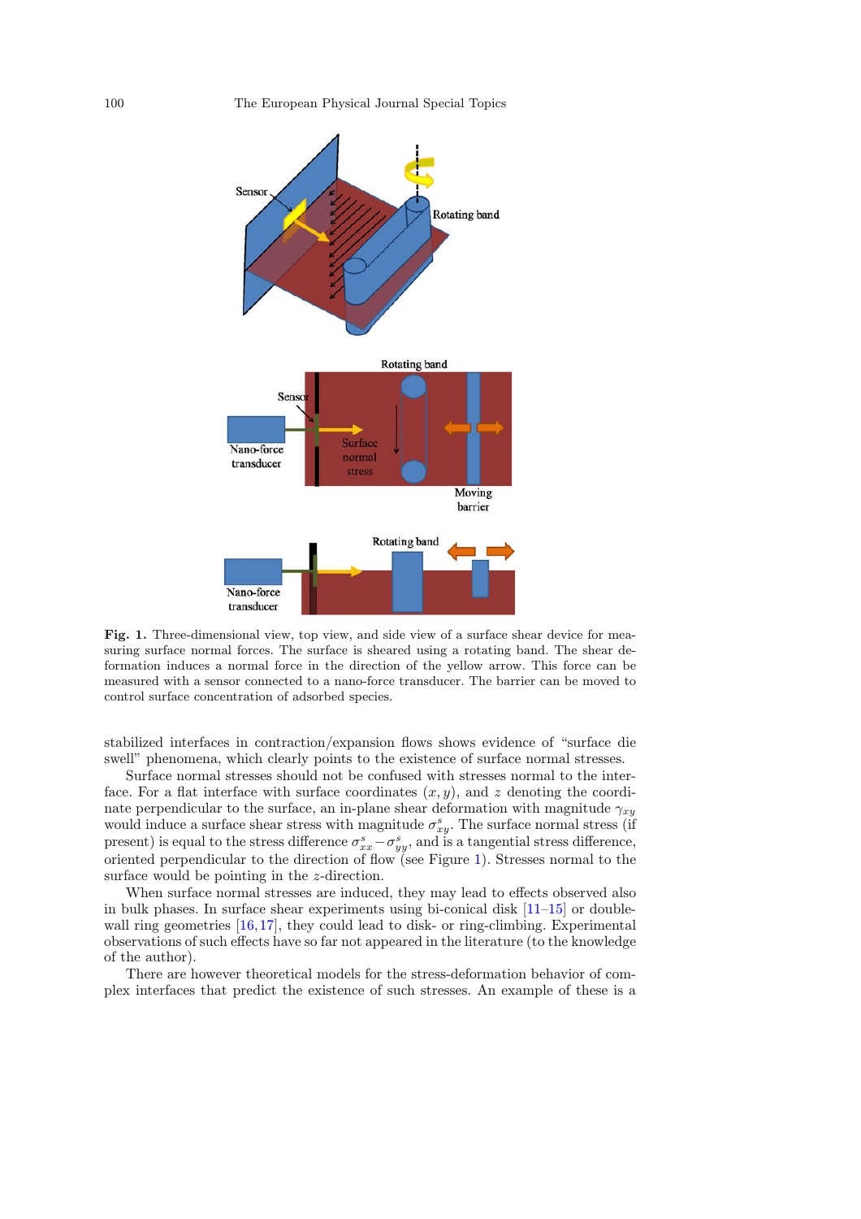**Fig. 1.** Three-dimensional view, top view, and side view of a surface shear device for measuring surface normal forces. The surface is sheared using a rotating band. The shear deformation induces a normal force in the direction of the yellow arrow. This force can be measured with a sensor connected to a nano-force transducer. The barrier can be moved to control surface concentration of adsorbed species.

stabilized interfaces in contraction/expansion flows shows evidence of "surface die swell" phenomena, which clearly points to the existence of surface normal stresses.

Surface normal stresses should not be confused with stresses normal to the interface. For a flat interface with surface coordinates $(x, y)$, and $z$ denoting the coordinate perpendicular to the surface, an in-plane shear deformation with magnitude $\gamma_{xy}$ would induce a surface shear stress with magnitude $\sigma^s_{xy}$. The surface normal stress (if present) is equal to the stress difference $\sigma^s_{xx} - \sigma^s_{yy}$, and is a tangential stress difference, oriented perpendicular to the direction of flow (see Figure 1). Stresses normal to the surface would be pointing in the $z$-direction.

When surface normal stresses are induced, they may lead to effects observed also in bulk phases. In surface shear experiments using bi-conical disk [11–15] or double-wall ring geometries [16,17], they could lead to disk- or ring-climbing. Experimental observations of such effects have so far not appeared in the literature (to the knowledge of the author).

There are however theoretical models for the stress-deformation behavior of complex interfaces that predict the existence of such stresses. An example of these is a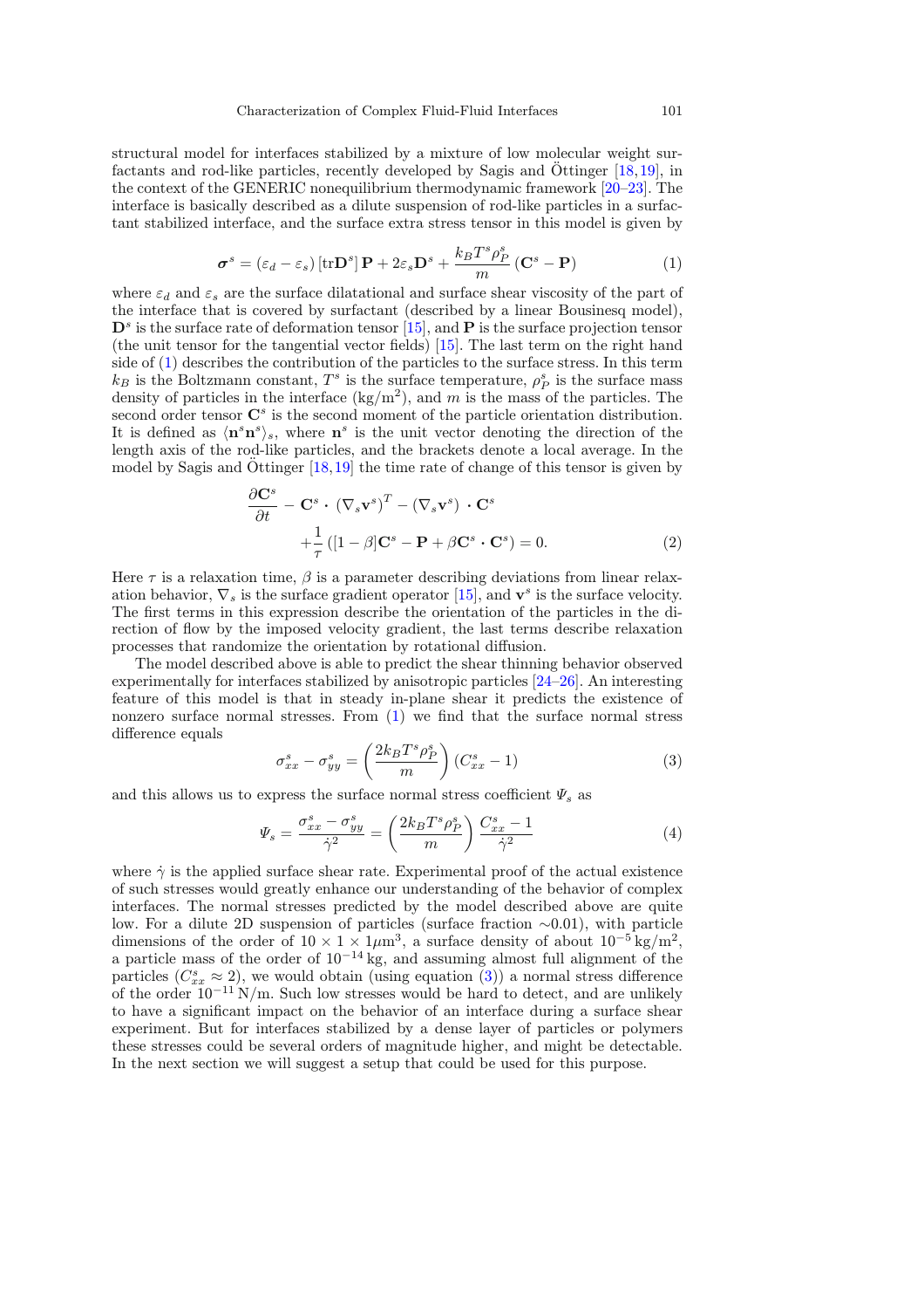structural model for interfaces stabilized by a mixture of low molecular weight surfactants and rod-like particles, recently developed by Sagis and Öttinger [18,19], in the context of the GENERIC nonequilibrium thermodynamic framework [20–23]. The interface is basically described as a dilute suspension of rod-like particles in a surfactant stabilized interface, and the surface extra stress tensor in this model is given by

$$\boldsymbol{\sigma}^s = (\varepsilon_d - \varepsilon_s)\left[\mathrm{tr}\mathbf{D}^s\right]\mathbf{P} + 2\varepsilon_s\mathbf{D}^s + \frac{k_B T^s \rho_P^s}{m}\left(\mathbf{C}^s - \mathbf{P}\right) \tag{1}$$

where $\varepsilon_d$ and $\varepsilon_s$ are the surface dilatational and surface shear viscosity of the part of the interface that is covered by surfactant (described by a linear Bousinesq model), $\mathbf{D}^s$ is the surface rate of deformation tensor [15], and $\mathbf{P}$ is the surface projection tensor (the unit tensor for the tangential vector fields) [15]. The last term on the right hand side of (1) describes the contribution of the particles to the surface stress. In this term $k_B$ is the Boltzmann constant, $T^s$ is the surface temperature, $\rho_P^s$ is the surface mass density of particles in the interface (kg/m$^2$), and $m$ is the mass of the particles. The second order tensor $\mathbf{C}^s$ is the second moment of the particle orientation distribution. It is defined as $\langle \mathbf{n}^s\mathbf{n}^s\rangle_s$, where $\mathbf{n}^s$ is the unit vector denoting the direction of the length axis of the rod-like particles, and the brackets denote a local average. In the model by Sagis and Öttinger [18,19] the time rate of change of this tensor is given by

$$\begin{aligned}\frac{\partial \mathbf{C}^s}{\partial t} &- \mathbf{C}^s \cdot \left(\nabla_s \mathbf{v}^s\right)^T - \left(\nabla_s \mathbf{v}^s\right) \cdot \mathbf{C}^s \\ &+ \frac{1}{\tau}\left([1-\beta]\mathbf{C}^s - \mathbf{P} + \beta \mathbf{C}^s \cdot \mathbf{C}^s\right) = 0.\end{aligned} \tag{2}$$

Here $\tau$ is a relaxation time, $\beta$ is a parameter describing deviations from linear relaxation behavior, $\nabla_s$ is the surface gradient operator [15], and $\mathbf{v}^s$ is the surface velocity. The first terms in this expression describe the orientation of the particles in the direction of flow by the imposed velocity gradient, the last terms describe relaxation processes that randomize the orientation by rotational diffusion.

The model described above is able to predict the shear thinning behavior observed experimentally for interfaces stabilized by anisotropic particles [24–26]. An interesting feature of this model is that in steady in-plane shear it predicts the existence of nonzero surface normal stresses. From (1) we find that the surface normal stress difference equals

$$\sigma_{xx}^s - \sigma_{yy}^s = \left(\frac{2k_B T^s \rho_P^s}{m}\right)\left(C_{xx}^s - 1\right) \tag{3}$$

and this allows us to express the surface normal stress coefficient $\Psi_s$ as

$$\Psi_s = \frac{\sigma_{xx}^s - \sigma_{yy}^s}{\dot{\gamma}^2} = \left(\frac{2k_B T^s \rho_P^s}{m}\right)\frac{C_{xx}^s - 1}{\dot{\gamma}^2} \tag{4}$$

where $\dot{\gamma}$ is the applied surface shear rate. Experimental proof of the actual existence of such stresses would greatly enhance our understanding of the behavior of complex interfaces. The normal stresses predicted by the model described above are quite low. For a dilute 2D suspension of particles (surface fraction $\sim$0.01), with particle dimensions of the order of $10 \times 1 \times 1\mu\mathrm{m}^3$, a surface density of about $10^{-5}\,\mathrm{kg/m}^2$, a particle mass of the order of $10^{-14}\,\mathrm{kg}$, and assuming almost full alignment of the particles ($C_{xx}^s \approx 2$), we would obtain (using equation (3)) a normal stress difference of the order $10^{-11}\,\mathrm{N/m}$. Such low stresses would be hard to detect, and are unlikely to have a significant impact on the behavior of an interface during a surface shear experiment. But for interfaces stabilized by a dense layer of particles or polymers these stresses could be several orders of magnitude higher, and might be detectable. In the next section we will suggest a setup that could be used for this purpose.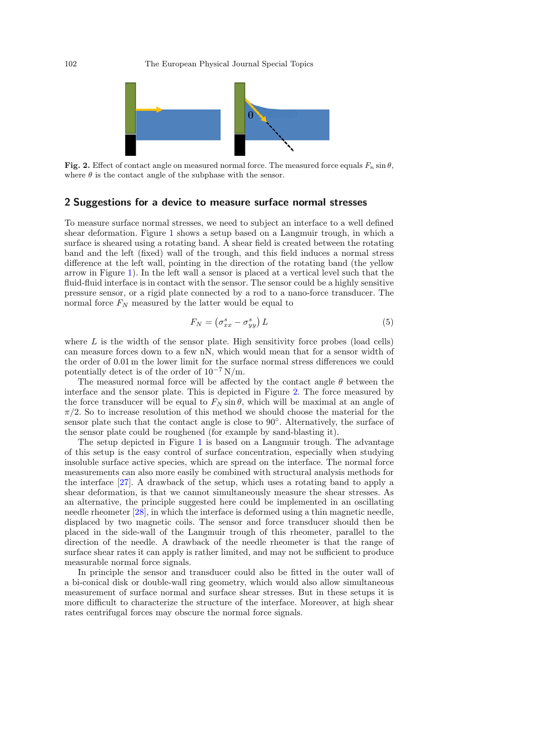Fig. 2. Effect of contact angle on measured normal force. The measured force equals $F_n \sin\theta$, where $\theta$ is the contact angle of the subphase with the sensor.

## 2 Suggestions for a device to measure surface normal stresses

To measure surface normal stresses, we need to subject an interface to a well defined shear deformation. Figure 1 shows a setup based on a Langmuir trough, in which a surface is sheared using a rotating band. A shear field is created between the rotating band and the left (fixed) wall of the trough, and this field induces a normal stress difference at the left wall, pointing in the direction of the rotating band (the yellow arrow in Figure 1). In the left wall a sensor is placed at a vertical level such that the fluid-fluid interface is in contact with the sensor. The sensor could be a highly sensitive pressure sensor, or a rigid plate connected by a rod to a nano-force transducer. The normal force $F_N$ measured by the latter would be equal to

$$F_N = \left(\sigma_{xx}^s - \sigma_{yy}^s\right) L \tag{5}$$

where $L$ is the width of the sensor plate. High sensitivity force probes (load cells) can measure forces down to a few nN, which would mean that for a sensor width of the order of 0.01 m the lower limit for the surface normal stress differences we could potentially detect is of the order of $10^{-7}$ N/m.

The measured normal force will be affected by the contact angle $\theta$ between the interface and the sensor plate. This is depicted in Figure 2. The force measured by the force transducer will be equal to $F_N \sin\theta$, which will be maximal at an angle of $\pi/2$. So to increase resolution of this method we should choose the material for the sensor plate such that the contact angle is close to 90°. Alternatively, the surface of the sensor plate could be roughened (for example by sand-blasting it).

The setup depicted in Figure 1 is based on a Langmuir trough. The advantage of this setup is the easy control of surface concentration, especially when studying insoluble surface active species, which are spread on the interface. The normal force measurements can also more easily be combined with structural analysis methods for the interface [27]. A drawback of the setup, which uses a rotating band to apply a shear deformation, is that we cannot simultaneously measure the shear stresses. As an alternative, the principle suggested here could be implemented in an oscillating needle rheometer [28], in which the interface is deformed using a thin magnetic needle, displaced by two magnetic coils. The sensor and force transducer should then be placed in the side-wall of the Langmuir trough of this rheometer, parallel to the direction of the needle. A drawback of the needle rheometer is that the range of surface shear rates it can apply is rather limited, and may not be sufficient to produce measurable normal force signals.

In principle the sensor and transducer could also be fitted in the outer wall of a bi-conical disk or double-wall ring geometry, which would also allow simultaneous measurement of surface normal and surface shear stresses. But in these setups it is more difficult to characterize the structure of the interface. Moreover, at high shear rates centrifugal forces may obscure the normal force signals.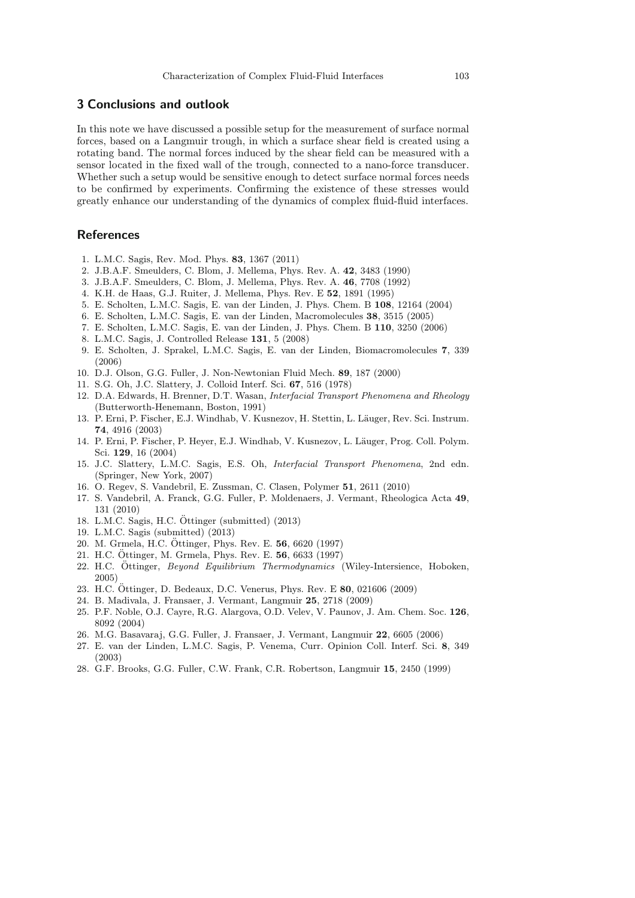## 3 Conclusions and outlook

In this note we have discussed a possible setup for the measurement of surface normal forces, based on a Langmuir trough, in which a surface shear field is created using a rotating band. The normal forces induced by the shear field can be measured with a sensor located in the fixed wall of the trough, connected to a nano-force transducer. Whether such a setup would be sensitive enough to detect surface normal forces needs to be confirmed by experiments. Confirming the existence of these stresses would greatly enhance our understanding of the dynamics of complex fluid-fluid interfaces.

## References

1. L.M.C. Sagis, Rev. Mod. Phys. **83**, 1367 (2011)
2. J.B.A.F. Smeulders, C. Blom, J. Mellema, Phys. Rev. A. **42**, 3483 (1990)
3. J.B.A.F. Smeulders, C. Blom, J. Mellema, Phys. Rev. A. **46**, 7708 (1992)
4. K.H. de Haas, G.J. Ruiter, J. Mellema, Phys. Rev. E **52**, 1891 (1995)
5. E. Scholten, L.M.C. Sagis, E. van der Linden, J. Phys. Chem. B **108**, 12164 (2004)
6. E. Scholten, L.M.C. Sagis, E. van der Linden, Macromolecules **38**, 3515 (2005)
7. E. Scholten, L.M.C. Sagis, E. van der Linden, J. Phys. Chem. B **110**, 3250 (2006)
8. L.M.C. Sagis, J. Controlled Release **131**, 5 (2008)
9. E. Scholten, J. Sprakel, L.M.C. Sagis, E. van der Linden, Biomacromolecules **7**, 339 (2006)
10. D.J. Olson, G.G. Fuller, J. Non-Newtonian Fluid Mech. **89**, 187 (2000)
11. S.G. Oh, J.C. Slattery, J. Colloid Interf. Sci. **67**, 516 (1978)
12. D.A. Edwards, H. Brenner, D.T. Wasan, *Interfacial Transport Phenomena and Rheology* (Butterworth-Henemann, Boston, 1991)
13. P. Erni, P. Fischer, E.J. Windhab, V. Kusnezov, H. Stettin, L. Läuger, Rev. Sci. Instrum. **74**, 4916 (2003)
14. P. Erni, P. Fischer, P. Heyer, E.J. Windhab, V. Kusnezov, L. Läuger, Prog. Coll. Polym. Sci. **129**, 16 (2004)
15. J.C. Slattery, L.M.C. Sagis, E.S. Oh, *Interfacial Transport Phenomena*, 2nd edn. (Springer, New York, 2007)
16. O. Regev, S. Vandebril, E. Zussman, C. Clasen, Polymer **51**, 2611 (2010)
17. S. Vandebril, A. Franck, G.G. Fuller, P. Moldenaers, J. Vermant, Rheologica Acta **49**, 131 (2010)
18. L.M.C. Sagis, H.C. Öttinger (submitted) (2013)
19. L.M.C. Sagis (submitted) (2013)
20. M. Grmela, H.C. Öttinger, Phys. Rev. E. **56**, 6620 (1997)
21. H.C. Öttinger, M. Grmela, Phys. Rev. E. **56**, 6633 (1997)
22. H.C. Öttinger, *Beyond Equilibrium Thermodynamics* (Wiley-Intersience, Hoboken, 2005)
23. H.C. Öttinger, D. Bedeaux, D.C. Venerus, Phys. Rev. E **80**, 021606 (2009)
24. B. Madivala, J. Fransaer, J. Vermant, Langmuir **25**, 2718 (2009)
25. P.F. Noble, O.J. Cayre, R.G. Alargova, O.D. Velev, V. Paunov, J. Am. Chem. Soc. **126**, 8092 (2004)
26. M.G. Basavaraj, G.G. Fuller, J. Fransaer, J. Vermant, Langmuir **22**, 6605 (2006)
27. E. van der Linden, L.M.C. Sagis, P. Venema, Curr. Opinion Coll. Interf. Sci. **8**, 349 (2003)
28. G.F. Brooks, G.G. Fuller, C.W. Frank, C.R. Robertson, Langmuir **15**, 2450 (1999)